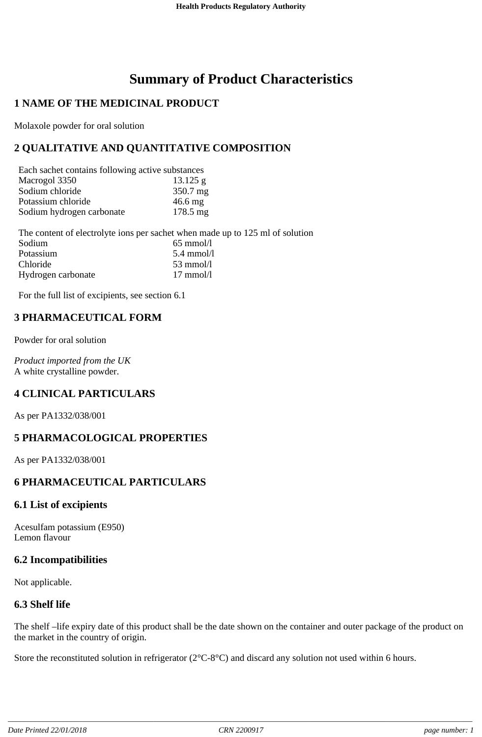# Summary of Product Characteristics

## 1 NAME OF THE MEDICINAL PRODUCT

Molaxole powder for oral solution

## 2 QUALITATIVE AND QUANTITATIVE COMPOSITION

Each sachet contains following active substances

| | |
|---|---|
| Macrogol 3350 | 13.125 g |
| Sodium chloride | 350.7 mg |
| Potassium chloride | 46.6 mg |
| Sodium hydrogen carbonate | 178.5 mg |

The content of electrolyte ions per sachet when made up to 125 ml of solution

| | |
|---|---|
| Sodium | 65 mmol/l |
| Potassium | 5.4 mmol/l |
| Chloride | 53 mmol/l |
| Hydrogen carbonate | 17 mmol/l |

For the full list of excipients, see section 6.1

## 3 PHARMACEUTICAL FORM

Powder for oral solution

*Product imported from the UK*
A white crystalline powder.

## 4 CLINICAL PARTICULARS

As per PA1332/038/001

## 5 PHARMACOLOGICAL PROPERTIES

As per PA1332/038/001

## 6 PHARMACEUTICAL PARTICULARS

### 6.1 List of excipients

Acesulfam potassium (E950)
Lemon flavour

### 6.2 Incompatibilities

Not applicable.

### 6.3 Shelf life

The shelf –life expiry date of this product shall be the date shown on the container and outer package of the product on the market in the country of origin.

Store the reconstituted solution in refrigerator (2°C-8°C) and discard any solution not used within 6 hours.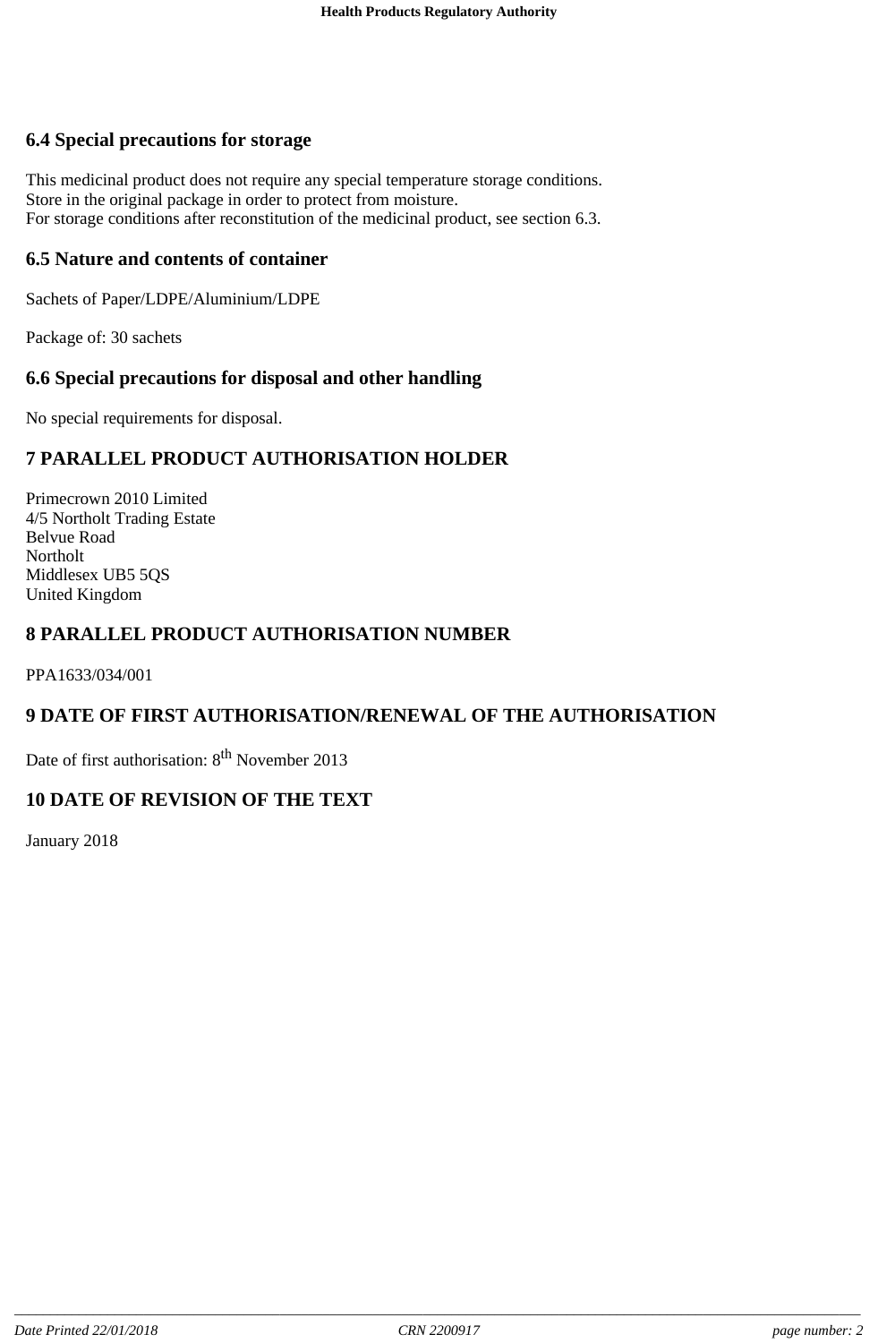## 6.4 Special precautions for storage

This medicinal product does not require any special temperature storage conditions.
Store in the original package in order to protect from moisture.
For storage conditions after reconstitution of the medicinal product, see section 6.3.

## 6.5 Nature and contents of container

Sachets of Paper/LDPE/Aluminium/LDPE

Package of: 30 sachets

## 6.6 Special precautions for disposal and other handling

No special requirements for disposal.

# 7 PARALLEL PRODUCT AUTHORISATION HOLDER

Primecrown 2010 Limited
4/5 Northolt Trading Estate
Belvue Road
Northolt
Middlesex UB5 5QS
United Kingdom

# 8 PARALLEL PRODUCT AUTHORISATION NUMBER

PPA1633/034/001

# 9 DATE OF FIRST AUTHORISATION/RENEWAL OF THE AUTHORISATION

Date of first authorisation: 8th November 2013

# 10 DATE OF REVISION OF THE TEXT

January 2018